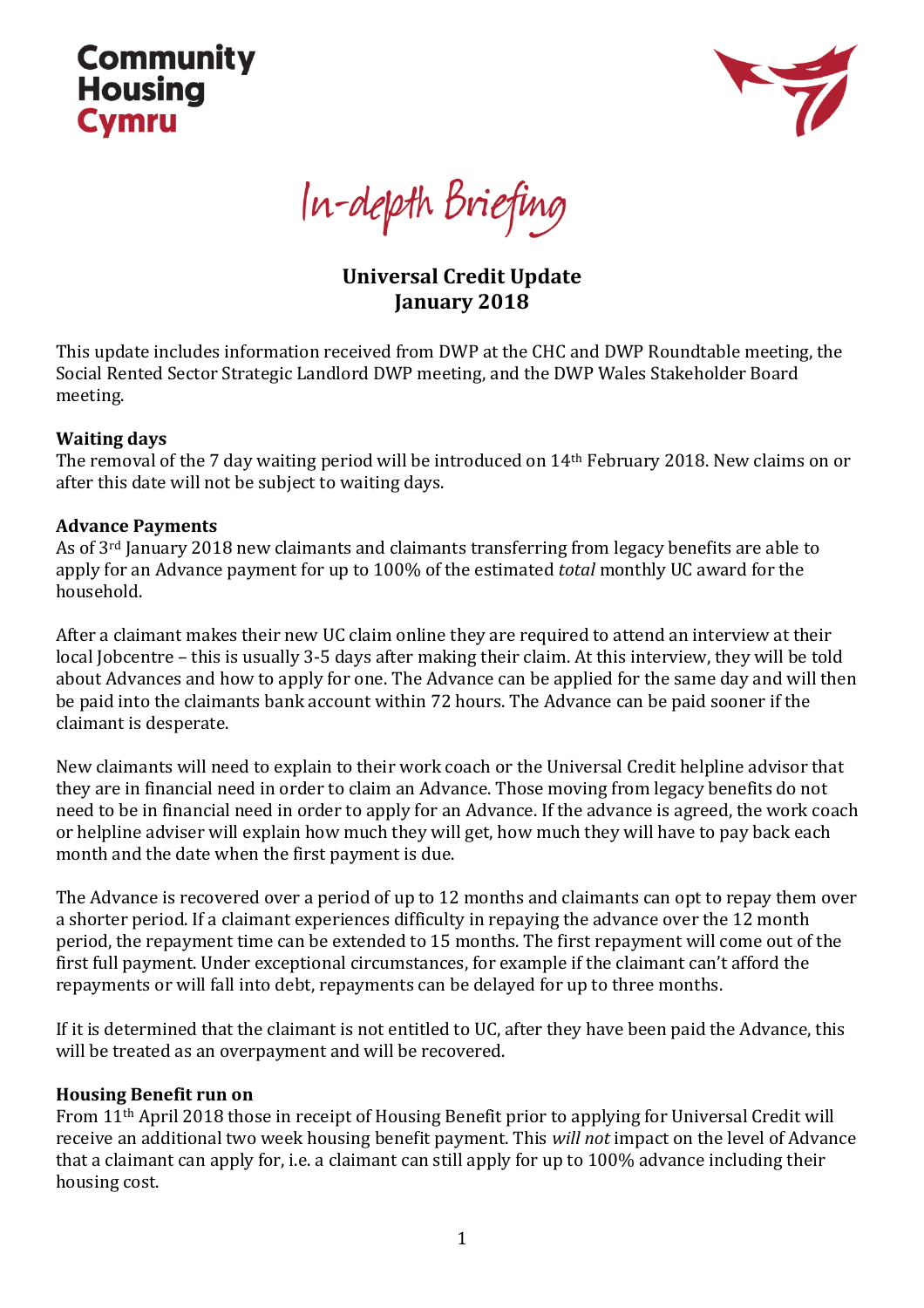**Community Housing Cymru**

*In-depth Briefing*

# Universal Credit Update
# January 2018

This update includes information received from DWP at the CHC and DWP Roundtable meeting, the Social Rented Sector Strategic Landlord DWP meeting, and the DWP Wales Stakeholder Board meeting.

### Waiting days

The removal of the 7 day waiting period will be introduced on 14th February 2018. New claims on or after this date will not be subject to waiting days.

### Advance Payments

As of 3rd January 2018 new claimants and claimants transferring from legacy benefits are able to apply for an Advance payment for up to 100% of the estimated *total* monthly UC award for the household.

After a claimant makes their new UC claim online they are required to attend an interview at their local Jobcentre – this is usually 3-5 days after making their claim. At this interview, they will be told about Advances and how to apply for one. The Advance can be applied for the same day and will then be paid into the claimants bank account within 72 hours. The Advance can be paid sooner if the claimant is desperate.

New claimants will need to explain to their work coach or the Universal Credit helpline advisor that they are in financial need in order to claim an Advance. Those moving from legacy benefits do not need to be in financial need in order to apply for an Advance. If the advance is agreed, the work coach or helpline adviser will explain how much they will get, how much they will have to pay back each month and the date when the first payment is due.

The Advance is recovered over a period of up to 12 months and claimants can opt to repay them over a shorter period. If a claimant experiences difficulty in repaying the advance over the 12 month period, the repayment time can be extended to 15 months. The first repayment will come out of the first full payment. Under exceptional circumstances, for example if the claimant can't afford the repayments or will fall into debt, repayments can be delayed for up to three months.

If it is determined that the claimant is not entitled to UC, after they have been paid the Advance, this will be treated as an overpayment and will be recovered.

### Housing Benefit run on

From 11th April 2018 those in receipt of Housing Benefit prior to applying for Universal Credit will receive an additional two week housing benefit payment. This *will not* impact on the level of Advance that a claimant can apply for, i.e. a claimant can still apply for up to 100% advance including their housing cost.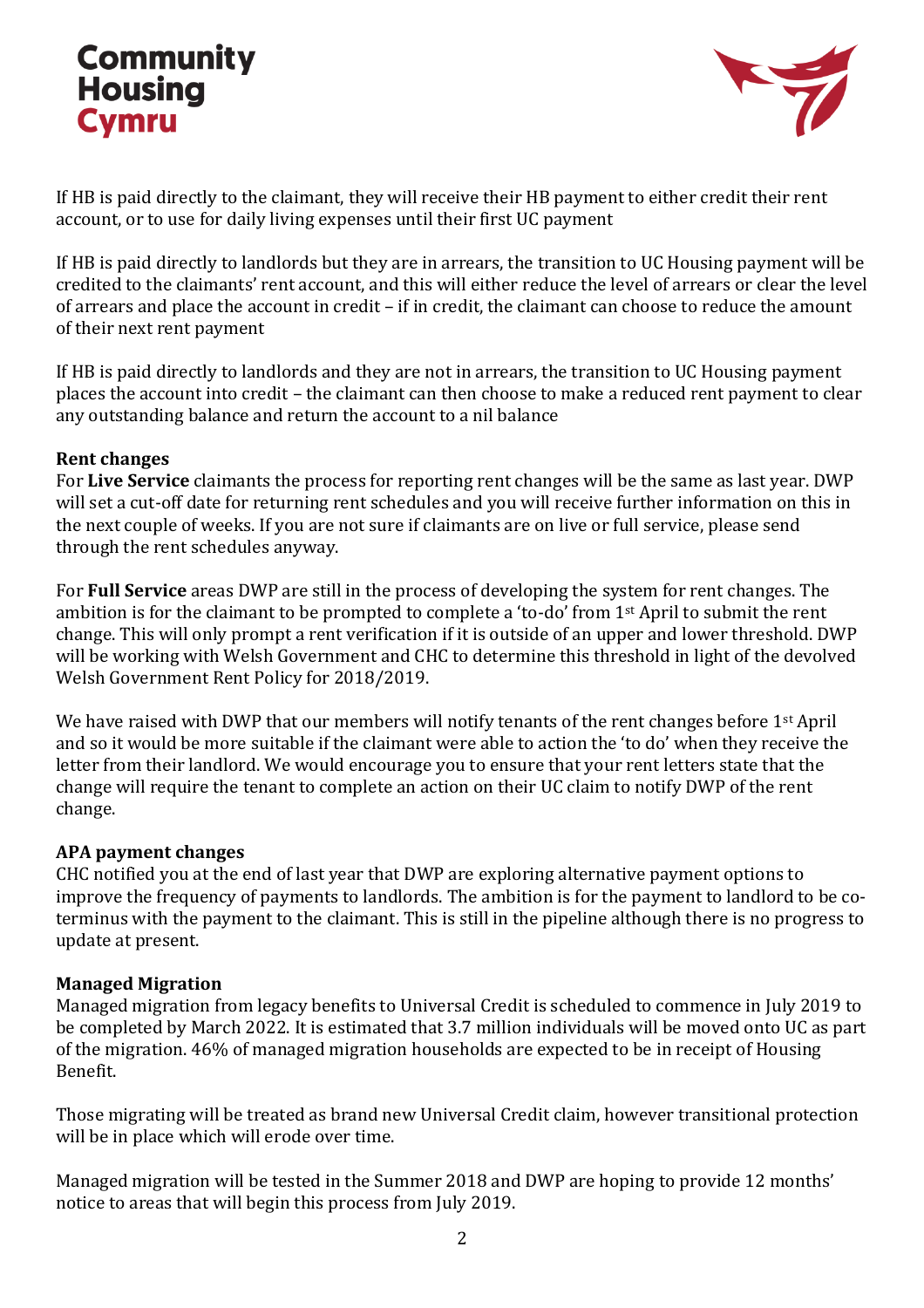If HB is paid directly to the claimant, they will receive their HB payment to either credit their rent account, or to use for daily living expenses until their first UC payment

If HB is paid directly to landlords but they are in arrears, the transition to UC Housing payment will be credited to the claimants' rent account, and this will either reduce the level of arrears or clear the level of arrears and place the account in credit – if in credit, the claimant can choose to reduce the amount of their next rent payment

If HB is paid directly to landlords and they are not in arrears, the transition to UC Housing payment places the account into credit – the claimant can then choose to make a reduced rent payment to clear any outstanding balance and return the account to a nil balance

**Rent changes**

For **Live Service** claimants the process for reporting rent changes will be the same as last year. DWP will set a cut-off date for returning rent schedules and you will receive further information on this in the next couple of weeks. If you are not sure if claimants are on live or full service, please send through the rent schedules anyway.

For **Full Service** areas DWP are still in the process of developing the system for rent changes. The ambition is for the claimant to be prompted to complete a 'to-do' from 1st April to submit the rent change. This will only prompt a rent verification if it is outside of an upper and lower threshold. DWP will be working with Welsh Government and CHC to determine this threshold in light of the devolved Welsh Government Rent Policy for 2018/2019.

We have raised with DWP that our members will notify tenants of the rent changes before 1st April and so it would be more suitable if the claimant were able to action the 'to do' when they receive the letter from their landlord. We would encourage you to ensure that your rent letters state that the change will require the tenant to complete an action on their UC claim to notify DWP of the rent change.

**APA payment changes**

CHC notified you at the end of last year that DWP are exploring alternative payment options to improve the frequency of payments to landlords. The ambition is for the payment to landlord to be co-terminus with the payment to the claimant. This is still in the pipeline although there is no progress to update at present.

**Managed Migration**

Managed migration from legacy benefits to Universal Credit is scheduled to commence in July 2019 to be completed by March 2022. It is estimated that 3.7 million individuals will be moved onto UC as part of the migration. 46% of managed migration households are expected to be in receipt of Housing Benefit.

Those migrating will be treated as brand new Universal Credit claim, however transitional protection will be in place which will erode over time.

Managed migration will be tested in the Summer 2018 and DWP are hoping to provide 12 months' notice to areas that will begin this process from July 2019.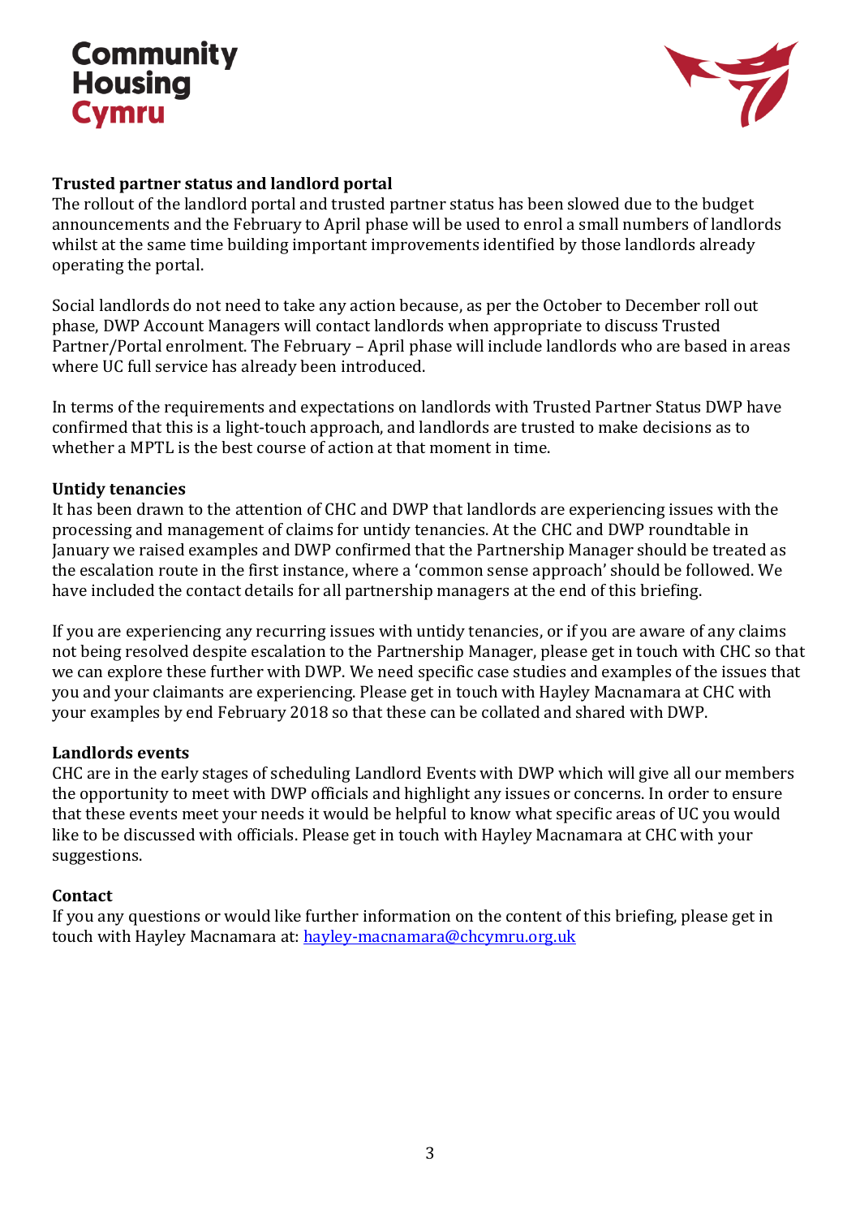**Trusted partner status and landlord portal**

The rollout of the landlord portal and trusted partner status has been slowed due to the budget announcements and the February to April phase will be used to enrol a small numbers of landlords whilst at the same time building important improvements identified by those landlords already operating the portal.

Social landlords do not need to take any action because, as per the October to December roll out phase, DWP Account Managers will contact landlords when appropriate to discuss Trusted Partner/Portal enrolment. The February – April phase will include landlords who are based in areas where UC full service has already been introduced.

In terms of the requirements and expectations on landlords with Trusted Partner Status DWP have confirmed that this is a light-touch approach, and landlords are trusted to make decisions as to whether a MPTL is the best course of action at that moment in time.

**Untidy tenancies**

It has been drawn to the attention of CHC and DWP that landlords are experiencing issues with the processing and management of claims for untidy tenancies. At the CHC and DWP roundtable in January we raised examples and DWP confirmed that the Partnership Manager should be treated as the escalation route in the first instance, where a 'common sense approach' should be followed. We have included the contact details for all partnership managers at the end of this briefing.

If you are experiencing any recurring issues with untidy tenancies, or if you are aware of any claims not being resolved despite escalation to the Partnership Manager, please get in touch with CHC so that we can explore these further with DWP. We need specific case studies and examples of the issues that you and your claimants are experiencing. Please get in touch with Hayley Macnamara at CHC with your examples by end February 2018 so that these can be collated and shared with DWP.

**Landlords events**

CHC are in the early stages of scheduling Landlord Events with DWP which will give all our members the opportunity to meet with DWP officials and highlight any issues or concerns. In order to ensure that these events meet your needs it would be helpful to know what specific areas of UC you would like to be discussed with officials. Please get in touch with Hayley Macnamara at CHC with your suggestions.

**Contact**

If you any questions or would like further information on the content of this briefing, please get in touch with Hayley Macnamara at: [hayley-macnamara@chcymru.org.uk](mailto:hayley-macnamara@chcymru.org.uk)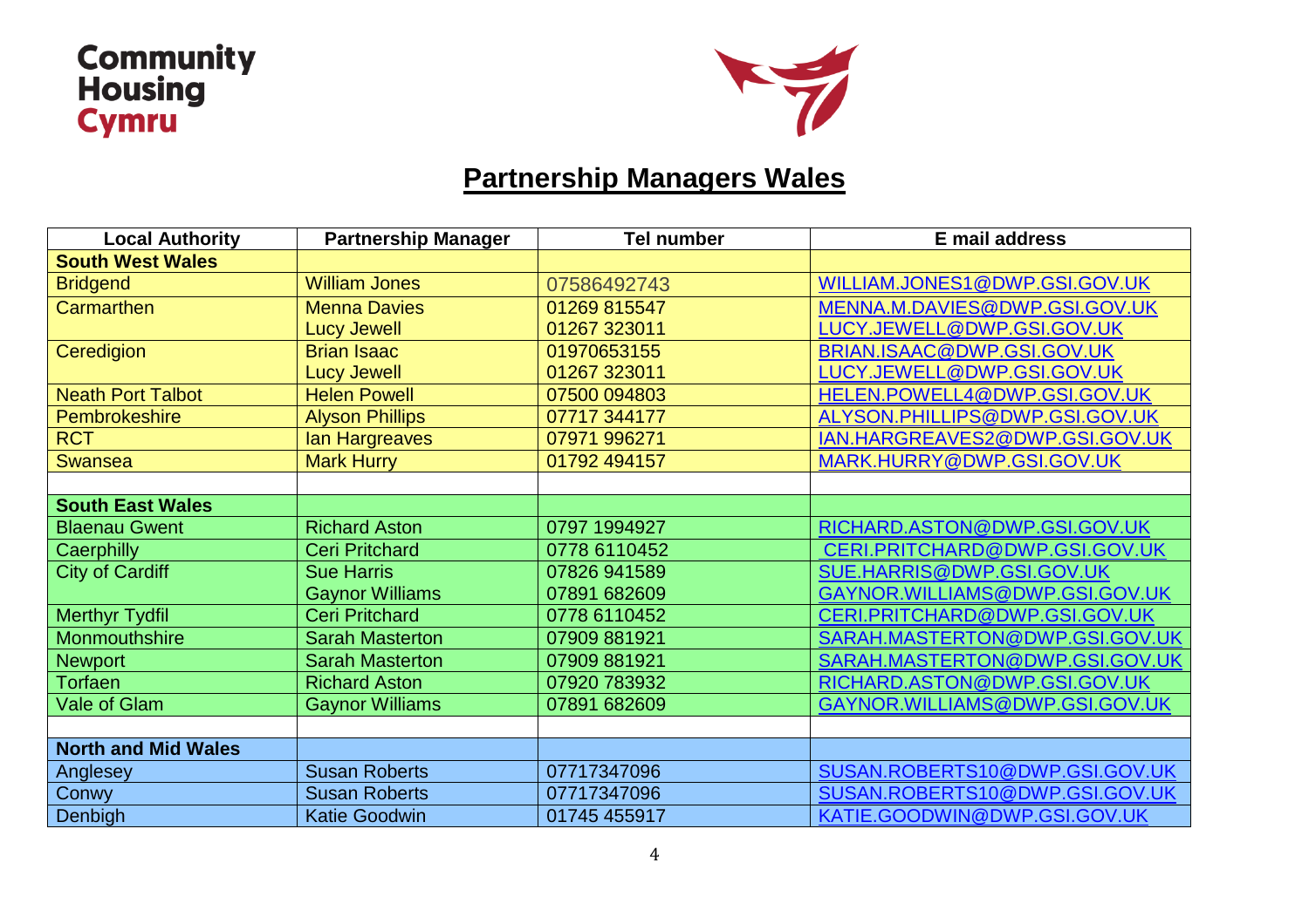**Community Housing Cymru**

# Partnership Managers Wales

| Local Authority | Partnership Manager | Tel number | E mail address |
| --- | --- | --- | --- |
| **South West Wales** | | | |
| Bridgend | William Jones | 07586492743 | WILLIAM.JONES1@DWP.GSI.GOV.UK |
| Carmarthen | Menna Davies<br>Lucy Jewell | 01269 815547<br>01267 323011 | MENNA.M.DAVIES@DWP.GSI.GOV.UK<br>LUCY.JEWELL@DWP.GSI.GOV.UK |
| Ceredigion | Brian Isaac<br>Lucy Jewell | 01970653155<br>01267 323011 | BRIAN.ISAAC@DWP.GSI.GOV.UK<br>LUCY.JEWELL@DWP.GSI.GOV.UK |
| Neath Port Talbot | Helen Powell | 07500 094803 | HELEN.POWELL4@DWP.GSI.GOV.UK |
| Pembrokeshire | Alyson Phillips | 07717 344177 | ALYSON.PHILLIPS@DWP.GSI.GOV.UK |
| RCT | Ian Hargreaves | 07971 996271 | IAN.HARGREAVES2@DWP.GSI.GOV.UK |
| Swansea | Mark Hurry | 01792 494157 | MARK.HURRY@DWP.GSI.GOV.UK |
| | | | |
| **South East Wales** | | | |
| Blaenau Gwent | Richard Aston | 0797 1994927 | RICHARD.ASTON@DWP.GSI.GOV.UK |
| Caerphilly | Ceri Pritchard | 0778 6110452 | CERI.PRITCHARD@DWP.GSI.GOV.UK |
| City of Cardiff | Sue Harris<br>Gaynor Williams | 07826 941589<br>07891 682609 | SUE.HARRIS@DWP.GSI.GOV.UK<br>GAYNOR.WILLIAMS@DWP.GSI.GOV.UK |
| Merthyr Tydfil | Ceri Pritchard | 0778 6110452 | CERI.PRITCHARD@DWP.GSI.GOV.UK |
| Monmouthshire | Sarah Masterton | 07909 881921 | SARAH.MASTERTON@DWP.GSI.GOV.UK |
| Newport | Sarah Masterton | 07909 881921 | SARAH.MASTERTON@DWP.GSI.GOV.UK |
| Torfaen | Richard Aston | 07920 783932 | RICHARD.ASTON@DWP.GSI.GOV.UK |
| Vale of Glam | Gaynor Williams | 07891 682609 | GAYNOR.WILLIAMS@DWP.GSI.GOV.UK |
| | | | |
| **North and Mid Wales** | | | |
| Anglesey | Susan Roberts | 07717347096 | SUSAN.ROBERTS10@DWP.GSI.GOV.UK |
| Conwy | Susan Roberts | 07717347096 | SUSAN.ROBERTS10@DWP.GSI.GOV.UK |
| Denbigh | Katie Goodwin | 01745 455917 | KATIE.GOODWIN@DWP.GSI.GOV.UK |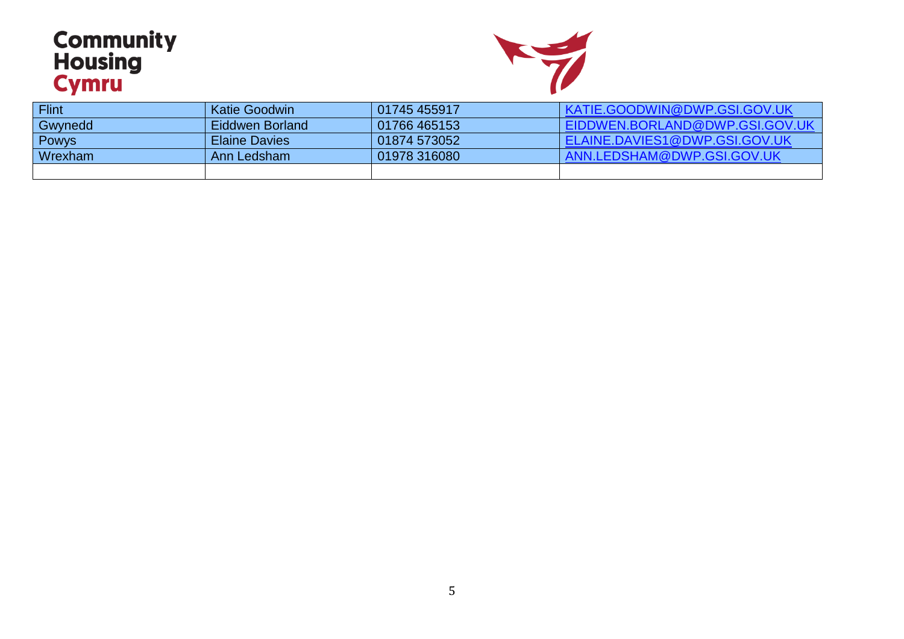**Community Housing Cymru**

| | | | |
|---|---|---|---|
| Flint | Katie Goodwin | 01745 455917 | KATIE.GOODWIN@DWP.GSI.GOV.UK |
| Gwynedd | Eiddwen Borland | 01766 465153 | EIDDWEN.BORLAND@DWP.GSI.GOV.UK |
| Powys | Elaine Davies | 01874 573052 | ELAINE.DAVIES1@DWP.GSI.GOV.UK |
| Wrexham | Ann Ledsham | 01978 316080 | ANN.LEDSHAM@DWP.GSI.GOV.UK |
| | | | |